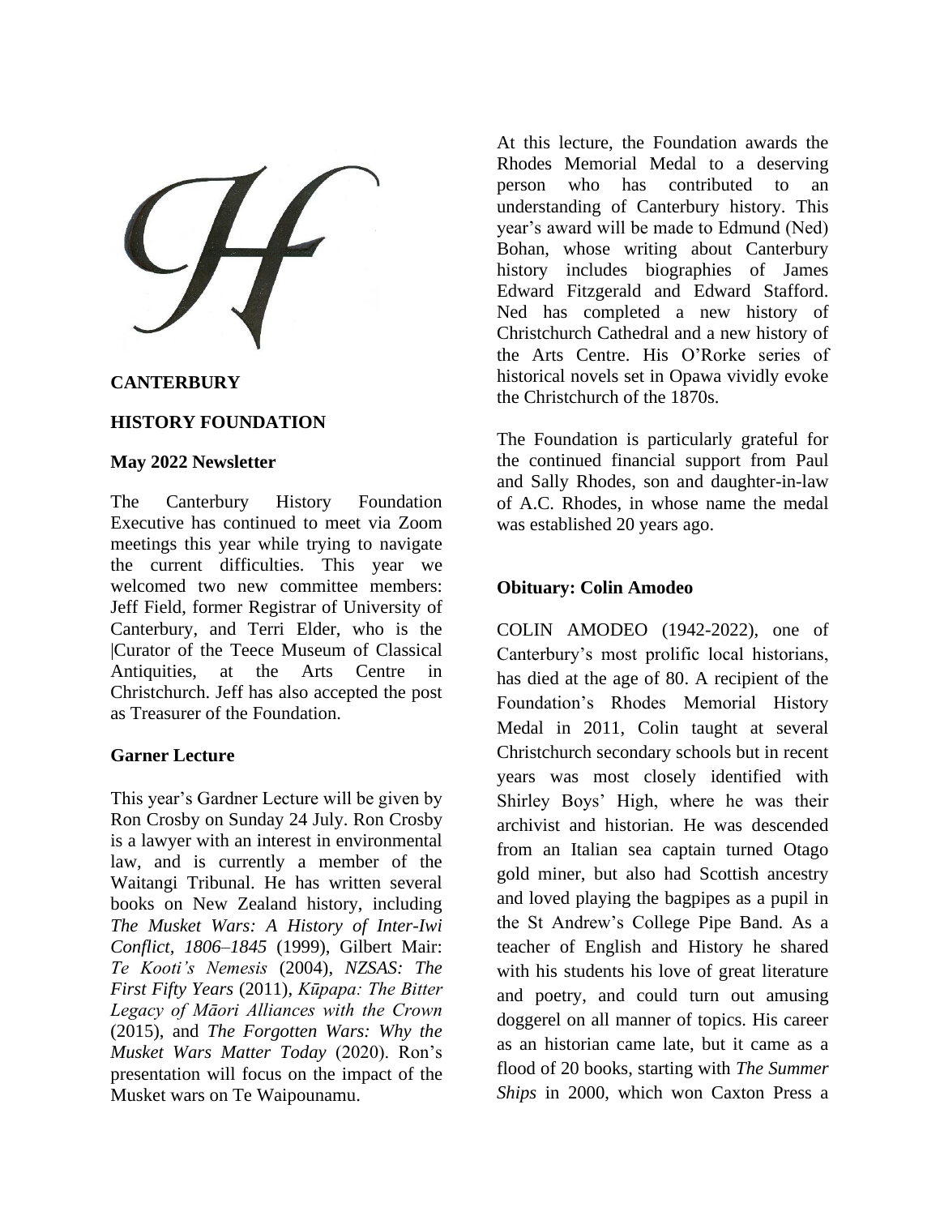**CANTERBURY**

**HISTORY FOUNDATION**

**May 2022 Newsletter**

The Canterbury History Foundation Executive has continued to meet via Zoom meetings this year while trying to navigate the current difficulties. This year we welcomed two new committee members: Jeff Field, former Registrar of University of Canterbury, and Terri Elder, who is the |Curator of the Teece Museum of Classical Antiquities, at the Arts Centre in Christchurch. Jeff has also accepted the post as Treasurer of the Foundation.

**Garner Lecture**

This year's Gardner Lecture will be given by Ron Crosby on Sunday 24 July. Ron Crosby is a lawyer with an interest in environmental law, and is currently a member of the Waitangi Tribunal. He has written several books on New Zealand history, including *The Musket Wars: A History of Inter-Iwi Conflict, 1806–1845* (1999), Gilbert Mair: *Te Kooti's Nemesis* (2004), *NZSAS: The First Fifty Years* (2011), *Kūpapa: The Bitter Legacy of Māori Alliances with the Crown* (2015), and *The Forgotten Wars: Why the Musket Wars Matter Today* (2020). Ron's presentation will focus on the impact of the Musket wars on Te Waipounamu.

At this lecture, the Foundation awards the Rhodes Memorial Medal to a deserving person who has contributed to an understanding of Canterbury history. This year's award will be made to Edmund (Ned) Bohan, whose writing about Canterbury history includes biographies of James Edward Fitzgerald and Edward Stafford. Ned has completed a new history of Christchurch Cathedral and a new history of the Arts Centre. His O'Rorke series of historical novels set in Opawa vividly evoke the Christchurch of the 1870s.

The Foundation is particularly grateful for the continued financial support from Paul and Sally Rhodes, son and daughter-in-law of A.C. Rhodes, in whose name the medal was established 20 years ago.

**Obituary: Colin Amodeo**

COLIN AMODEO (1942-2022), one of Canterbury's most prolific local historians, has died at the age of 80. A recipient of the Foundation's Rhodes Memorial History Medal in 2011, Colin taught at several Christchurch secondary schools but in recent years was most closely identified with Shirley Boys' High, where he was their archivist and historian. He was descended from an Italian sea captain turned Otago gold miner, but also had Scottish ancestry and loved playing the bagpipes as a pupil in the St Andrew's College Pipe Band. As a teacher of English and History he shared with his students his love of great literature and poetry, and could turn out amusing doggerel on all manner of topics. His career as an historian came late, but it came as a flood of 20 books, starting with *The Summer Ships* in 2000, which won Caxton Press a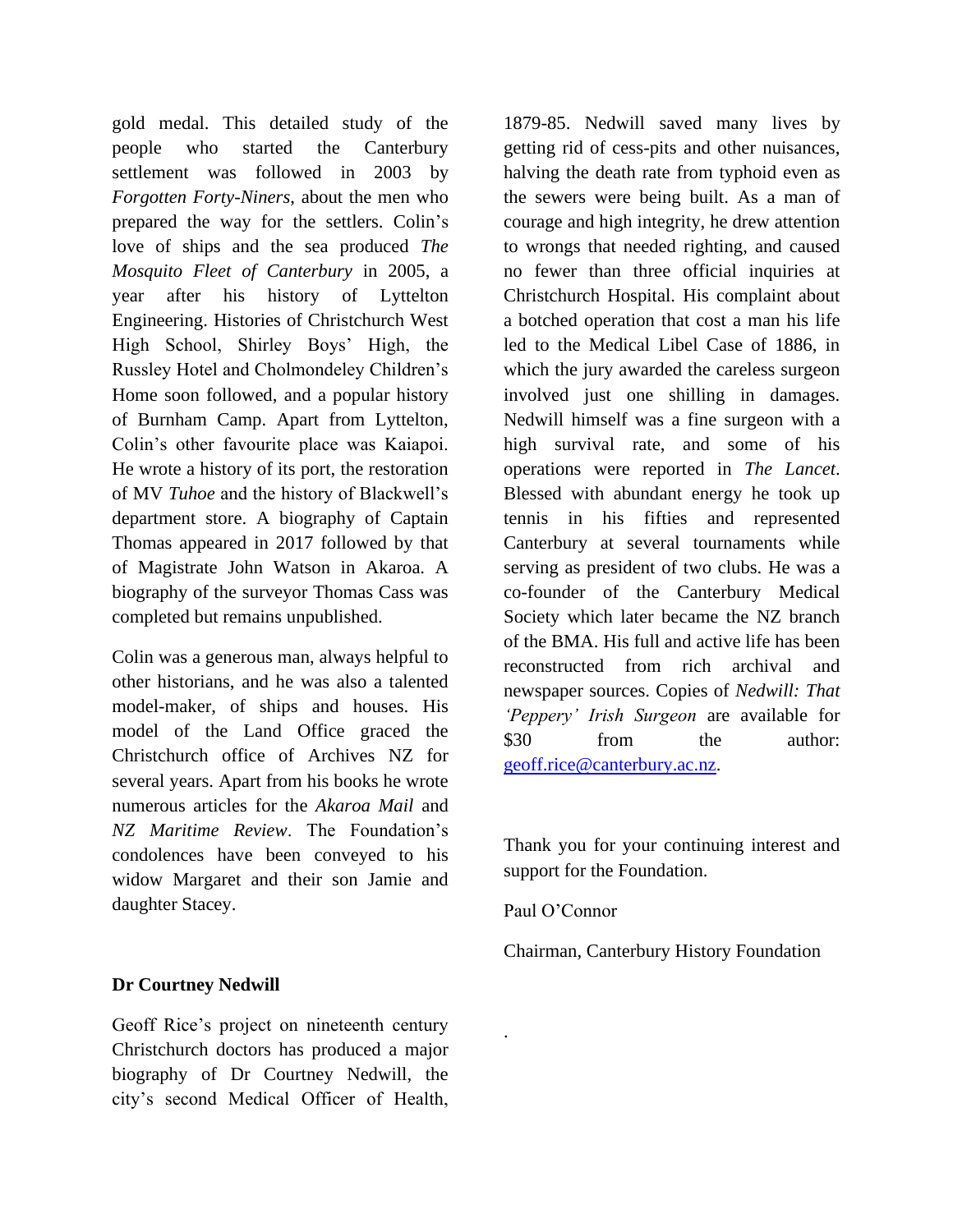gold medal. This detailed study of the people who started the Canterbury settlement was followed in 2003 by *Forgotten Forty-Niners*, about the men who prepared the way for the settlers. Colin's love of ships and the sea produced *The Mosquito Fleet of Canterbury* in 2005, a year after his history of Lyttelton Engineering. Histories of Christchurch West High School, Shirley Boys' High, the Russley Hotel and Cholmondeley Children's Home soon followed, and a popular history of Burnham Camp. Apart from Lyttelton, Colin's other favourite place was Kaiapoi. He wrote a history of its port, the restoration of MV *Tuhoe* and the history of Blackwell's department store. A biography of Captain Thomas appeared in 2017 followed by that of Magistrate John Watson in Akaroa. A biography of the surveyor Thomas Cass was completed but remains unpublished.

Colin was a generous man, always helpful to other historians, and he was also a talented model-maker, of ships and houses. His model of the Land Office graced the Christchurch office of Archives NZ for several years. Apart from his books he wrote numerous articles for the *Akaroa Mail* and *NZ Maritime Review*. The Foundation's condolences have been conveyed to his widow Margaret and their son Jamie and daughter Stacey.

**Dr Courtney Nedwill**

Geoff Rice's project on nineteenth century Christchurch doctors has produced a major biography of Dr Courtney Nedwill, the city's second Medical Officer of Health, 1879-85. Nedwill saved many lives by getting rid of cess-pits and other nuisances, halving the death rate from typhoid even as the sewers were being built. As a man of courage and high integrity, he drew attention to wrongs that needed righting, and caused no fewer than three official inquiries at Christchurch Hospital. His complaint about a botched operation that cost a man his life led to the Medical Libel Case of 1886, in which the jury awarded the careless surgeon involved just one shilling in damages. Nedwill himself was a fine surgeon with a high survival rate, and some of his operations were reported in *The Lancet*. Blessed with abundant energy he took up tennis in his fifties and represented Canterbury at several tournaments while serving as president of two clubs. He was a co-founder of the Canterbury Medical Society which later became the NZ branch of the BMA. His full and active life has been reconstructed from rich archival and newspaper sources. Copies of *Nedwill: That 'Peppery' Irish Surgeon* are available for $30 from the author: geoff.rice@canterbury.ac.nz.

Thank you for your continuing interest and support for the Foundation.

Paul O'Connor

Chairman, Canterbury History Foundation